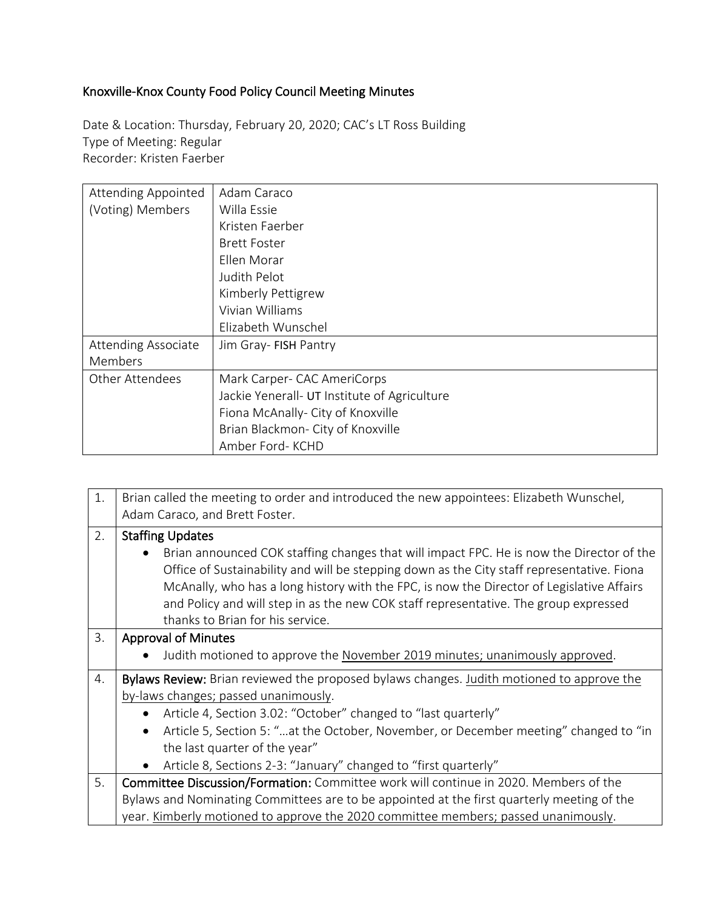# Knoxville-Knox County Food Policy Council Meeting Minutes

Date & Location: Thursday, February 20, 2020; CAC's LT Ross Building
Type of Meeting: Regular
Recorder: Kristen Faerber

| | |
|---|---|
| Attending Appointed (Voting) Members | Adam Caraco<br>Willa Essie<br>Kristen Faerber<br>Brett Foster<br>Ellen Morar<br>Judith Pelot<br>Kimberly Pettigrew<br>Vivian Williams<br>Elizabeth Wunschel |
| Attending Associate Members | Jim Gray- FISH Pantry |
| Other Attendees | Mark Carper- CAC AmeriCorps<br>Jackie Yenerall- UT Institute of Agriculture<br>Fiona McAnally- City of Knoxville<br>Brian Blackmon- City of Knoxville<br>Amber Ford- KCHD |

| | |
|---|---|
| 1. | Brian called the meeting to order and introduced the new appointees: Elizabeth Wunschel, Adam Caraco, and Brett Foster. |
| 2. | **Staffing Updates**<br>• Brian announced COK staffing changes that will impact FPC. He is now the Director of the Office of Sustainability and will be stepping down as the City staff representative. Fiona McAnally, who has a long history with the FPC, is now the Director of Legislative Affairs and Policy and will step in as the new COK staff representative. The group expressed thanks to Brian for his service. |
| 3. | **Approval of Minutes**<br>• Judith motioned to approve the <u>November 2019 minutes; unanimously approved</u>. |
| 4. | **Bylaws Review:** Brian reviewed the proposed bylaws changes. <u>Judith motioned to approve the by-laws changes; passed unanimously</u>.<br>• Article 4, Section 3.02: "October" changed to "last quarterly"<br>• Article 5, Section 5: "…at the October, November, or December meeting" changed to "in the last quarter of the year"<br>• Article 8, Sections 2-3: "January" changed to "first quarterly" |
| 5. | **Committee Discussion/Formation:** Committee work will continue in 2020. Members of the Bylaws and Nominating Committees are to be appointed at the first quarterly meeting of the year. <u>Kimberly motioned to approve the 2020 committee members; passed unanimously</u>. |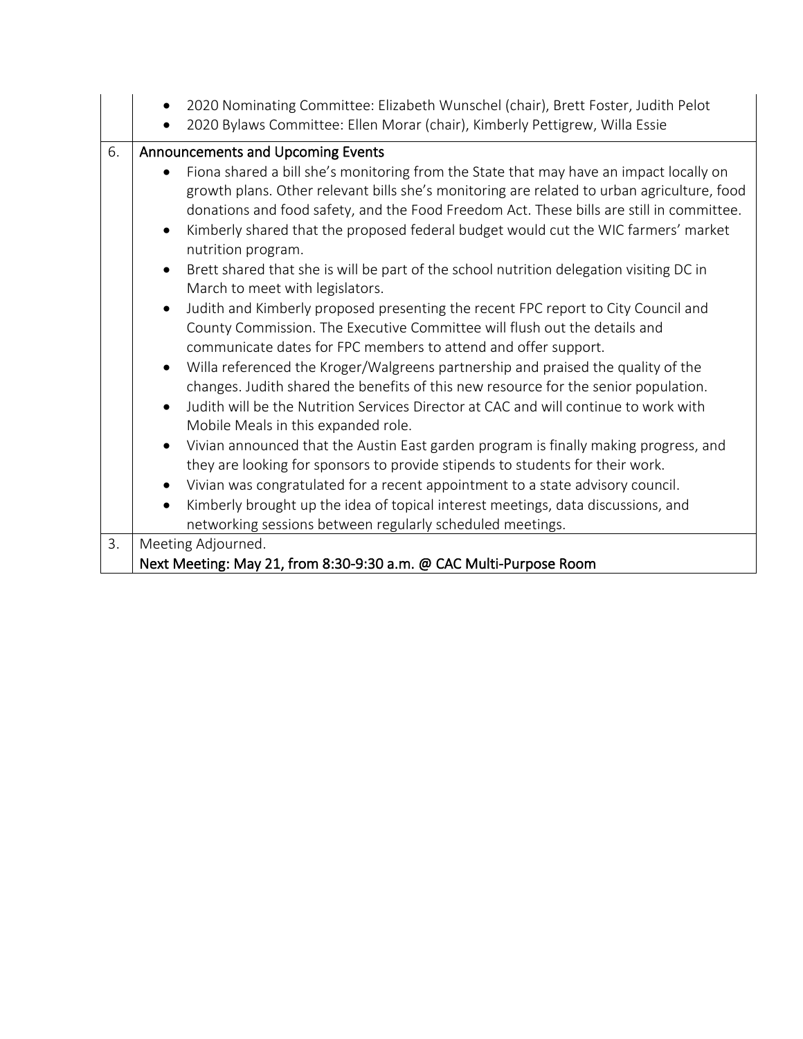| | |
|---|---|
| | • 2020 Nominating Committee: Elizabeth Wunschel (chair), Brett Foster, Judith Pelot<br>• 2020 Bylaws Committee: Ellen Morar (chair), Kimberly Pettigrew, Willa Essie |
| 6. | **Announcements and Upcoming Events**<br>• Fiona shared a bill she's monitoring from the State that may have an impact locally on growth plans. Other relevant bills she's monitoring are related to urban agriculture, food donations and food safety, and the Food Freedom Act. These bills are still in committee.<br>• Kimberly shared that the proposed federal budget would cut the WIC farmers' market nutrition program.<br>• Brett shared that she is will be part of the school nutrition delegation visiting DC in March to meet with legislators.<br>• Judith and Kimberly proposed presenting the recent FPC report to City Council and County Commission. The Executive Committee will flush out the details and communicate dates for FPC members to attend and offer support.<br>• Willa referenced the Kroger/Walgreens partnership and praised the quality of the changes. Judith shared the benefits of this new resource for the senior population.<br>• Judith will be the Nutrition Services Director at CAC and will continue to work with Mobile Meals in this expanded role.<br>• Vivian announced that the Austin East garden program is finally making progress, and they are looking for sponsors to provide stipends to students for their work.<br>• Vivian was congratulated for a recent appointment to a state advisory council.<br>• Kimberly brought up the idea of topical interest meetings, data discussions, and networking sessions between regularly scheduled meetings. |
| 3. | Meeting Adjourned.<br>**Next Meeting: May 21, from 8:30-9:30 a.m. @ CAC Multi-Purpose Room** |